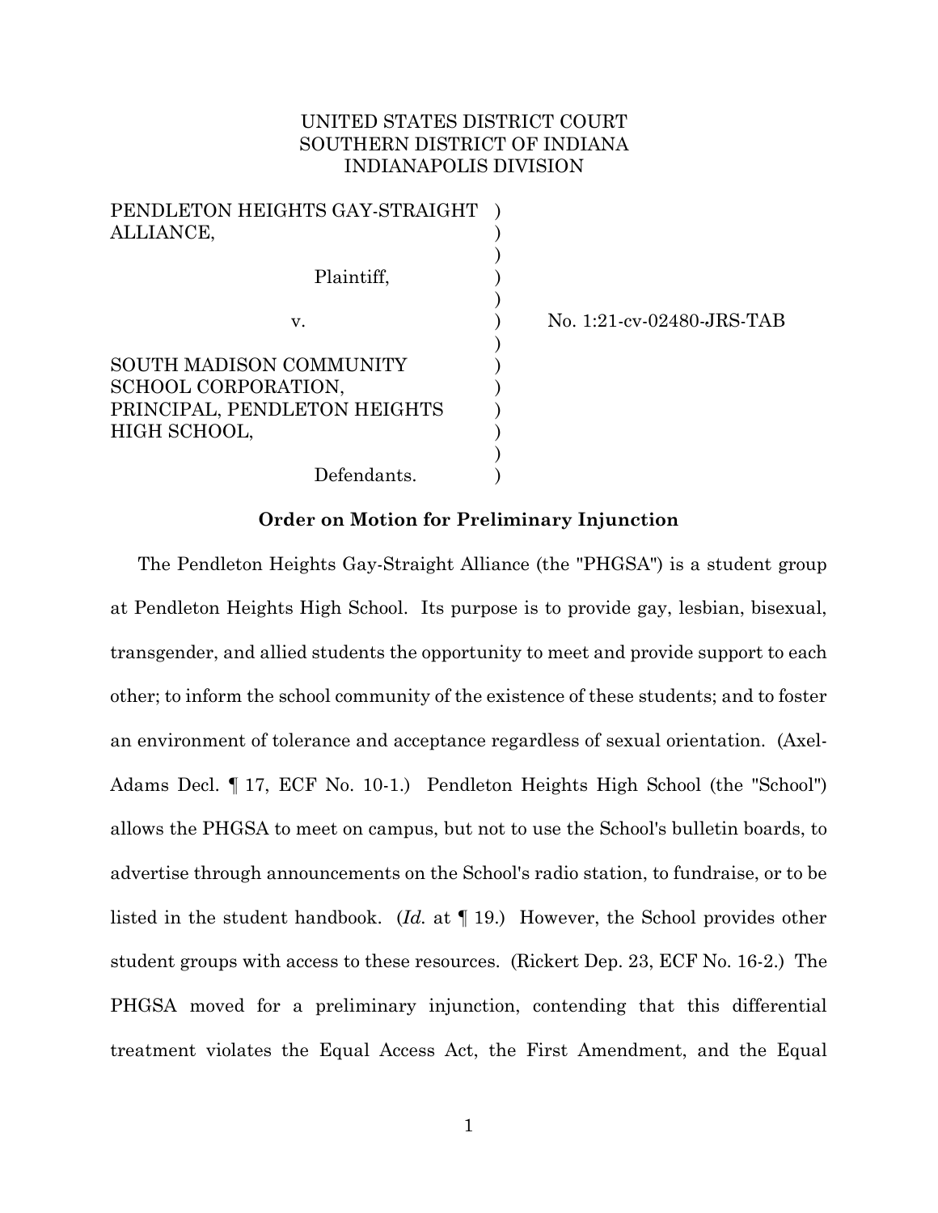UNITED STATES DISTRICT COURT
SOUTHERN DISTRICT OF INDIANA
INDIANAPOLIS DIVISION

PENDLETON HEIGHTS GAY-STRAIGHT ALLIANCE,

Plaintiff,

v.

SOUTH MADISON COMMUNITY SCHOOL CORPORATION, PRINCIPAL, PENDLETON HEIGHTS HIGH SCHOOL,

Defendants.

No. 1:21-cv-02480-JRS-TAB

**Order on Motion for Preliminary Injunction**

The Pendleton Heights Gay-Straight Alliance (the "PHGSA") is a student group at Pendleton Heights High School. Its purpose is to provide gay, lesbian, bisexual, transgender, and allied students the opportunity to meet and provide support to each other; to inform the school community of the existence of these students; and to foster an environment of tolerance and acceptance regardless of sexual orientation. (Axel-Adams Decl. ¶ 17, ECF No. 10-1.) Pendleton Heights High School (the "School") allows the PHGSA to meet on campus, but not to use the School's bulletin boards, to advertise through announcements on the School's radio station, to fundraise, or to be listed in the student handbook. (*Id.* at ¶ 19.) However, the School provides other student groups with access to these resources. (Rickert Dep. 23, ECF No. 16-2.) The PHGSA moved for a preliminary injunction, contending that this differential treatment violates the Equal Access Act, the First Amendment, and the Equal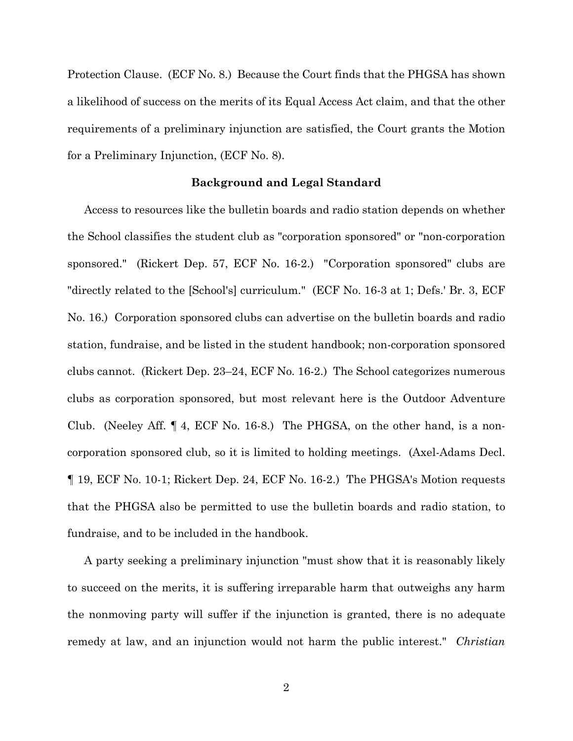Protection Clause. (ECF No. 8.) Because the Court finds that the PHGSA has shown a likelihood of success on the merits of its Equal Access Act claim, and that the other requirements of a preliminary injunction are satisfied, the Court grants the Motion for a Preliminary Injunction, (ECF No. 8).

**Background and Legal Standard**

Access to resources like the bulletin boards and radio station depends on whether the School classifies the student club as "corporation sponsored" or "non-corporation sponsored." (Rickert Dep. 57, ECF No. 16-2.) "Corporation sponsored" clubs are "directly related to the [School's] curriculum." (ECF No. 16-3 at 1; Defs.' Br. 3, ECF No. 16.) Corporation sponsored clubs can advertise on the bulletin boards and radio station, fundraise, and be listed in the student handbook; non-corporation sponsored clubs cannot. (Rickert Dep. 23–24, ECF No. 16-2.) The School categorizes numerous clubs as corporation sponsored, but most relevant here is the Outdoor Adventure Club. (Neeley Aff. ¶ 4, ECF No. 16-8.) The PHGSA, on the other hand, is a non-corporation sponsored club, so it is limited to holding meetings. (Axel-Adams Decl. ¶ 19, ECF No. 10-1; Rickert Dep. 24, ECF No. 16-2.) The PHGSA's Motion requests that the PHGSA also be permitted to use the bulletin boards and radio station, to fundraise, and to be included in the handbook.

A party seeking a preliminary injunction "must show that it is reasonably likely to succeed on the merits, it is suffering irreparable harm that outweighs any harm the nonmoving party will suffer if the injunction is granted, there is no adequate remedy at law, and an injunction would not harm the public interest." *Christian*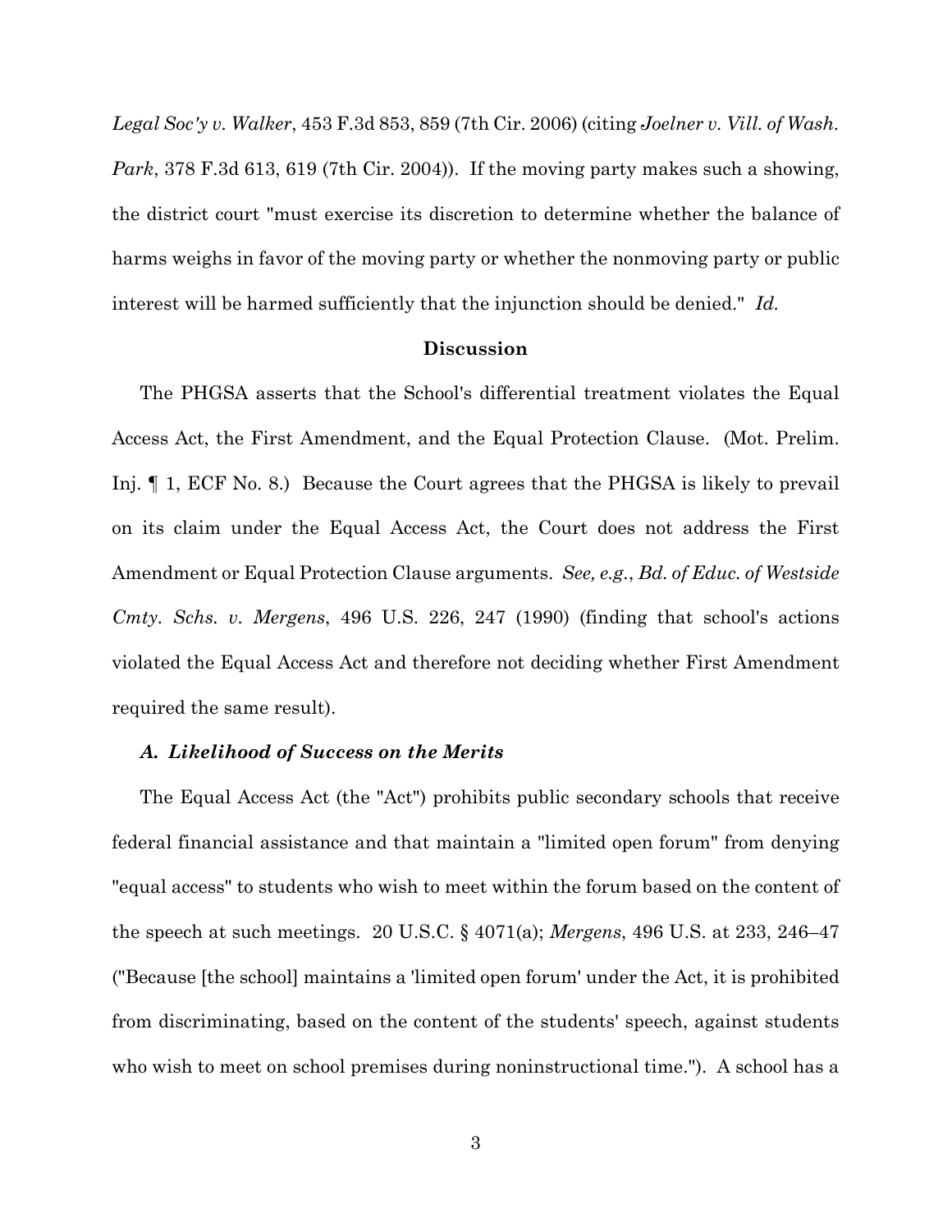*Legal Soc'y v. Walker*, 453 F.3d 853, 859 (7th Cir. 2006) (citing *Joelner v. Vill. of Wash. Park*, 378 F.3d 613, 619 (7th Cir. 2004)). If the moving party makes such a showing, the district court "must exercise its discretion to determine whether the balance of harms weighs in favor of the moving party or whether the nonmoving party or public interest will be harmed sufficiently that the injunction should be denied." *Id.*

## Discussion

The PHGSA asserts that the School's differential treatment violates the Equal Access Act, the First Amendment, and the Equal Protection Clause. (Mot. Prelim. Inj. ¶ 1, ECF No. 8.) Because the Court agrees that the PHGSA is likely to prevail on its claim under the Equal Access Act, the Court does not address the First Amendment or Equal Protection Clause arguments. *See, e.g.*, *Bd. of Educ. of Westside Cmty. Schs. v. Mergens*, 496 U.S. 226, 247 (1990) (finding that school's actions violated the Equal Access Act and therefore not deciding whether First Amendment required the same result).

### *A. Likelihood of Success on the Merits*

The Equal Access Act (the "Act") prohibits public secondary schools that receive federal financial assistance and that maintain a "limited open forum" from denying "equal access" to students who wish to meet within the forum based on the content of the speech at such meetings. 20 U.S.C. § 4071(a); *Mergens*, 496 U.S. at 233, 246–47 ("Because [the school] maintains a 'limited open forum' under the Act, it is prohibited from discriminating, based on the content of the students' speech, against students who wish to meet on school premises during noninstructional time."). A school has a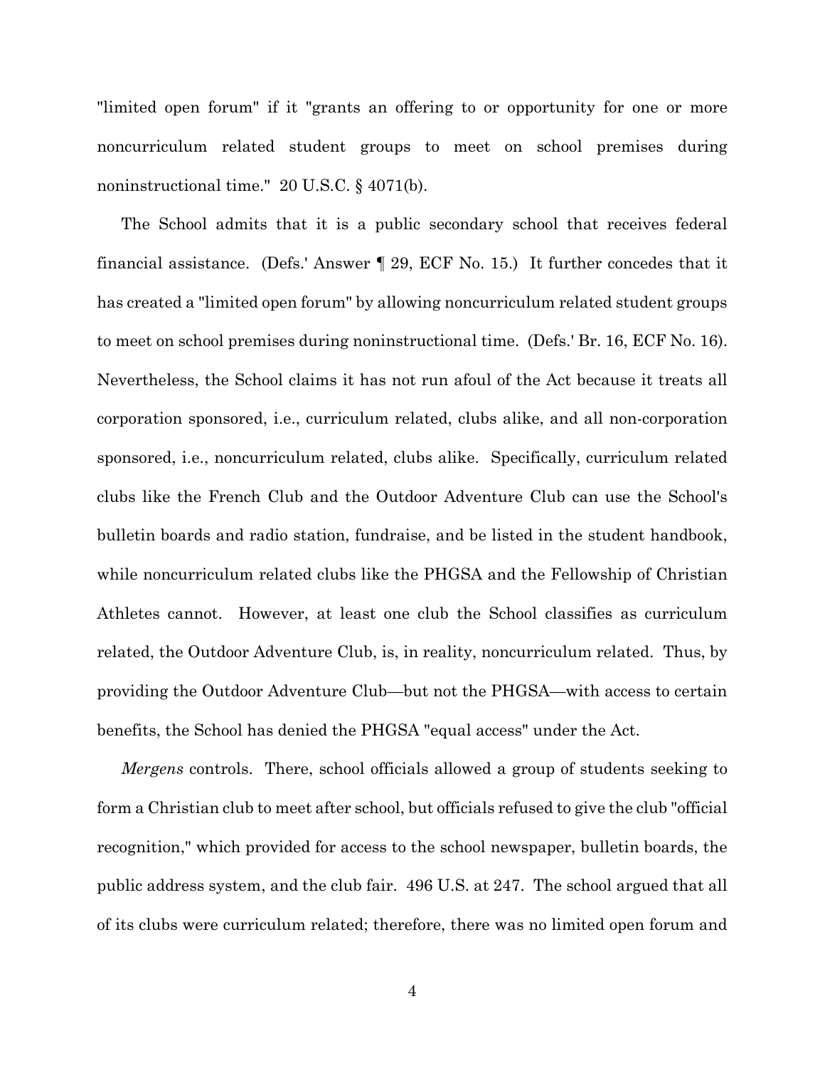"limited open forum" if it "grants an offering to or opportunity for one or more noncurriculum related student groups to meet on school premises during noninstructional time." 20 U.S.C. § 4071(b).

The School admits that it is a public secondary school that receives federal financial assistance. (Defs.' Answer ¶ 29, ECF No. 15.) It further concedes that it has created a "limited open forum" by allowing noncurriculum related student groups to meet on school premises during noninstructional time. (Defs.' Br. 16, ECF No. 16). Nevertheless, the School claims it has not run afoul of the Act because it treats all corporation sponsored, i.e., curriculum related, clubs alike, and all non-corporation sponsored, i.e., noncurriculum related, clubs alike. Specifically, curriculum related clubs like the French Club and the Outdoor Adventure Club can use the School's bulletin boards and radio station, fundraise, and be listed in the student handbook, while noncurriculum related clubs like the PHGSA and the Fellowship of Christian Athletes cannot. However, at least one club the School classifies as curriculum related, the Outdoor Adventure Club, is, in reality, noncurriculum related. Thus, by providing the Outdoor Adventure Club—but not the PHGSA—with access to certain benefits, the School has denied the PHGSA "equal access" under the Act.

*Mergens* controls. There, school officials allowed a group of students seeking to form a Christian club to meet after school, but officials refused to give the club "official recognition," which provided for access to the school newspaper, bulletin boards, the public address system, and the club fair. 496 U.S. at 247. The school argued that all of its clubs were curriculum related; therefore, there was no limited open forum and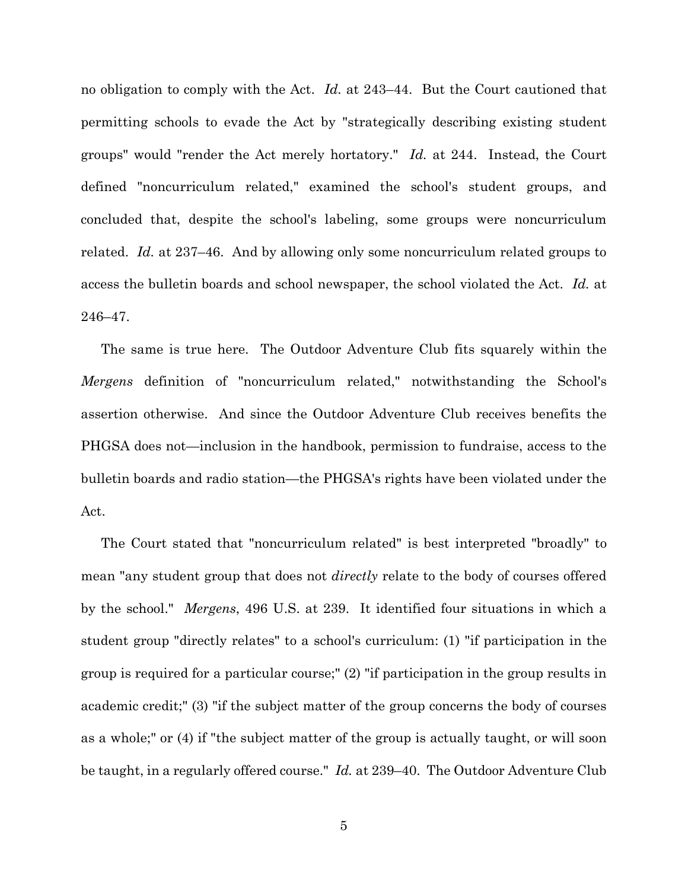no obligation to comply with the Act. *Id.* at 243–44. But the Court cautioned that permitting schools to evade the Act by "strategically describing existing student groups" would "render the Act merely hortatory." *Id.* at 244. Instead, the Court defined "noncurriculum related," examined the school's student groups, and concluded that, despite the school's labeling, some groups were noncurriculum related. *Id.* at 237–46. And by allowing only some noncurriculum related groups to access the bulletin boards and school newspaper, the school violated the Act. *Id.* at 246–47.

The same is true here. The Outdoor Adventure Club fits squarely within the *Mergens* definition of "noncurriculum related," notwithstanding the School's assertion otherwise. And since the Outdoor Adventure Club receives benefits the PHGSA does not—inclusion in the handbook, permission to fundraise, access to the bulletin boards and radio station—the PHGSA's rights have been violated under the Act.

The Court stated that "noncurriculum related" is best interpreted "broadly" to mean "any student group that does not *directly* relate to the body of courses offered by the school." *Mergens*, 496 U.S. at 239. It identified four situations in which a student group "directly relates" to a school's curriculum: (1) "if participation in the group is required for a particular course;" (2) "if participation in the group results in academic credit;" (3) "if the subject matter of the group concerns the body of courses as a whole;" or (4) if "the subject matter of the group is actually taught, or will soon be taught, in a regularly offered course." *Id.* at 239–40. The Outdoor Adventure Club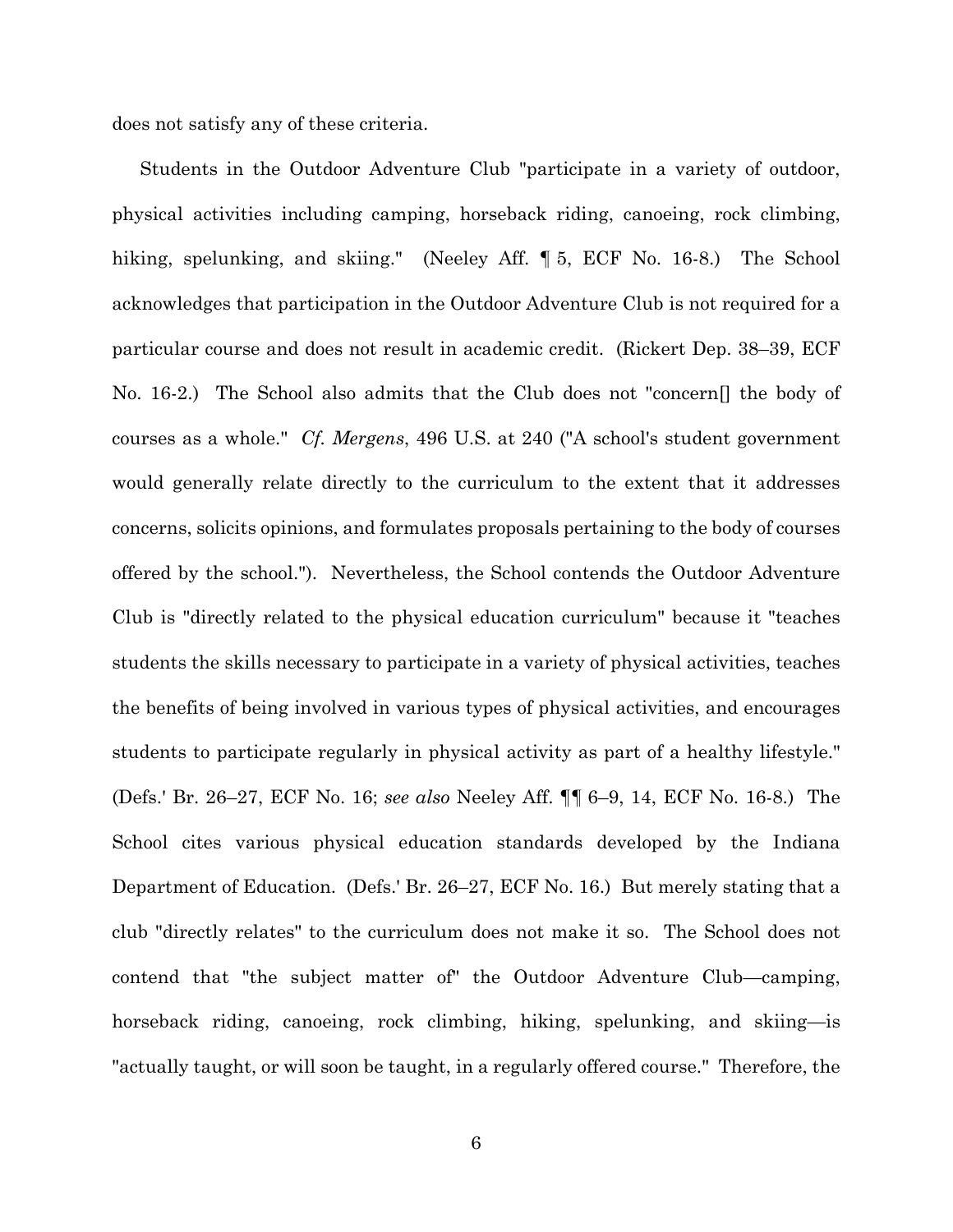does not satisfy any of these criteria.

Students in the Outdoor Adventure Club "participate in a variety of outdoor, physical activities including camping, horseback riding, canoeing, rock climbing, hiking, spelunking, and skiing." (Neeley Aff. ¶ 5, ECF No. 16-8.) The School acknowledges that participation in the Outdoor Adventure Club is not required for a particular course and does not result in academic credit. (Rickert Dep. 38–39, ECF No. 16-2.) The School also admits that the Club does not "concern[] the body of courses as a whole." *Cf. Mergens*, 496 U.S. at 240 ("A school's student government would generally relate directly to the curriculum to the extent that it addresses concerns, solicits opinions, and formulates proposals pertaining to the body of courses offered by the school."). Nevertheless, the School contends the Outdoor Adventure Club is "directly related to the physical education curriculum" because it "teaches students the skills necessary to participate in a variety of physical activities, teaches the benefits of being involved in various types of physical activities, and encourages students to participate regularly in physical activity as part of a healthy lifestyle." (Defs.' Br. 26–27, ECF No. 16; *see also* Neeley Aff. ¶¶ 6–9, 14, ECF No. 16-8.) The School cites various physical education standards developed by the Indiana Department of Education. (Defs.' Br. 26–27, ECF No. 16.) But merely stating that a club "directly relates" to the curriculum does not make it so. The School does not contend that "the subject matter of" the Outdoor Adventure Club—camping, horseback riding, canoeing, rock climbing, hiking, spelunking, and skiing—is "actually taught, or will soon be taught, in a regularly offered course." Therefore, the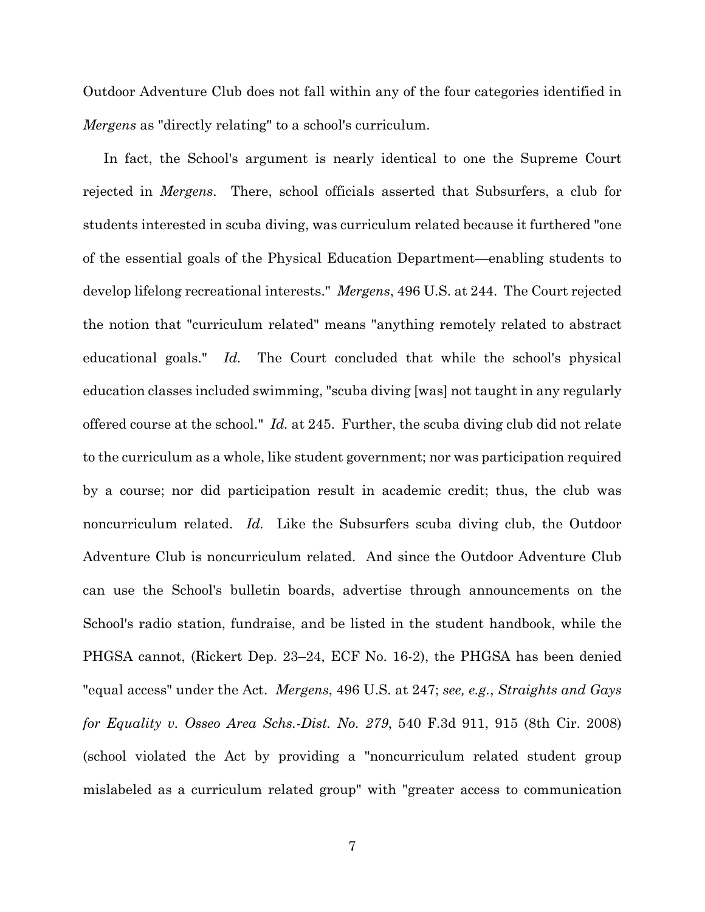Outdoor Adventure Club does not fall within any of the four categories identified in *Mergens* as "directly relating" to a school's curriculum.

In fact, the School's argument is nearly identical to one the Supreme Court rejected in *Mergens*. There, school officials asserted that Subsurfers, a club for students interested in scuba diving, was curriculum related because it furthered "one of the essential goals of the Physical Education Department—enabling students to develop lifelong recreational interests." *Mergens*, 496 U.S. at 244. The Court rejected the notion that "curriculum related" means "anything remotely related to abstract educational goals." *Id.* The Court concluded that while the school's physical education classes included swimming, "scuba diving [was] not taught in any regularly offered course at the school." *Id.* at 245. Further, the scuba diving club did not relate to the curriculum as a whole, like student government; nor was participation required by a course; nor did participation result in academic credit; thus, the club was noncurriculum related. *Id.* Like the Subsurfers scuba diving club, the Outdoor Adventure Club is noncurriculum related. And since the Outdoor Adventure Club can use the School's bulletin boards, advertise through announcements on the School's radio station, fundraise, and be listed in the student handbook, while the PHGSA cannot, (Rickert Dep. 23–24, ECF No. 16-2), the PHGSA has been denied "equal access" under the Act. *Mergens*, 496 U.S. at 247; *see, e.g.*, *Straights and Gays for Equality v. Osseo Area Schs.-Dist. No. 279*, 540 F.3d 911, 915 (8th Cir. 2008) (school violated the Act by providing a "noncurriculum related student group mislabeled as a curriculum related group" with "greater access to communication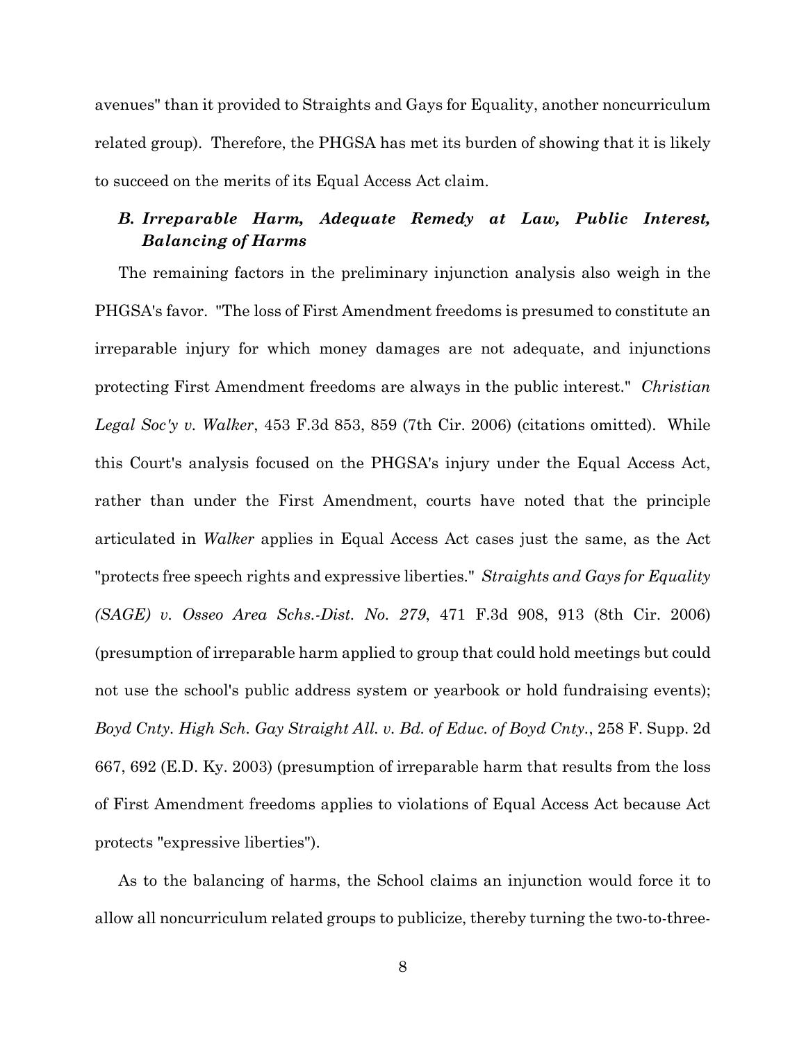avenues" than it provided to Straights and Gays for Equality, another noncurriculum related group). Therefore, the PHGSA has met its burden of showing that it is likely to succeed on the merits of its Equal Access Act claim.

### *B. Irreparable Harm, Adequate Remedy at Law, Public Interest, Balancing of Harms*

The remaining factors in the preliminary injunction analysis also weigh in the PHGSA's favor. "The loss of First Amendment freedoms is presumed to constitute an irreparable injury for which money damages are not adequate, and injunctions protecting First Amendment freedoms are always in the public interest." *Christian Legal Soc'y v. Walker*, 453 F.3d 853, 859 (7th Cir. 2006) (citations omitted). While this Court's analysis focused on the PHGSA's injury under the Equal Access Act, rather than under the First Amendment, courts have noted that the principle articulated in *Walker* applies in Equal Access Act cases just the same, as the Act "protects free speech rights and expressive liberties." *Straights and Gays for Equality (SAGE) v. Osseo Area Schs.-Dist. No. 279*, 471 F.3d 908, 913 (8th Cir. 2006) (presumption of irreparable harm applied to group that could hold meetings but could not use the school's public address system or yearbook or hold fundraising events); *Boyd Cnty. High Sch. Gay Straight All. v. Bd. of Educ. of Boyd Cnty.*, 258 F. Supp. 2d 667, 692 (E.D. Ky. 2003) (presumption of irreparable harm that results from the loss of First Amendment freedoms applies to violations of Equal Access Act because Act protects "expressive liberties").

As to the balancing of harms, the School claims an injunction would force it to allow all noncurriculum related groups to publicize, thereby turning the two-to-three-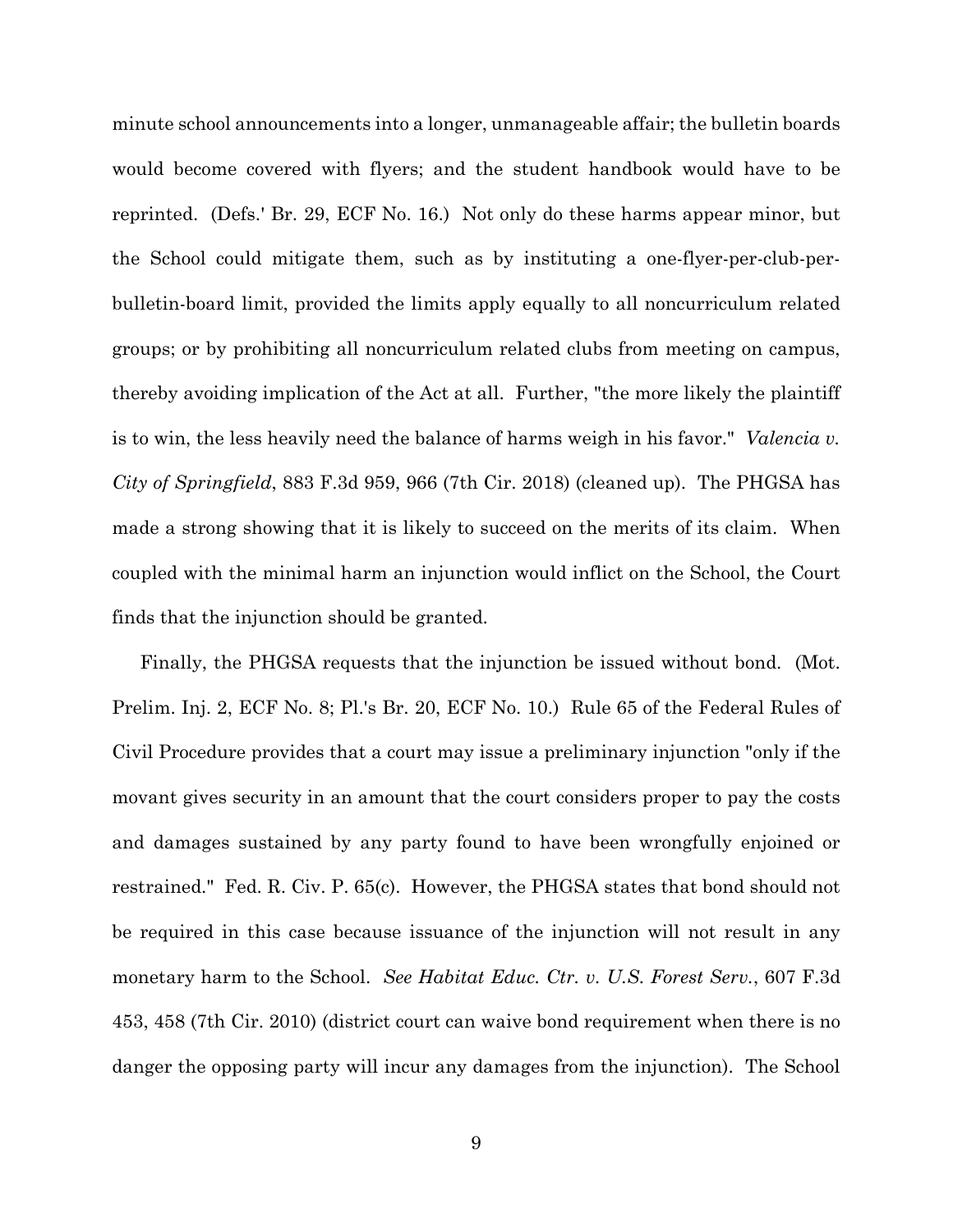minute school announcements into a longer, unmanageable affair; the bulletin boards would become covered with flyers; and the student handbook would have to be reprinted. (Defs.' Br. 29, ECF No. 16.) Not only do these harms appear minor, but the School could mitigate them, such as by instituting a one-flyer-per-club-per-bulletin-board limit, provided the limits apply equally to all noncurriculum related groups; or by prohibiting all noncurriculum related clubs from meeting on campus, thereby avoiding implication of the Act at all. Further, "the more likely the plaintiff is to win, the less heavily need the balance of harms weigh in his favor." *Valencia v. City of Springfield*, 883 F.3d 959, 966 (7th Cir. 2018) (cleaned up). The PHGSA has made a strong showing that it is likely to succeed on the merits of its claim. When coupled with the minimal harm an injunction would inflict on the School, the Court finds that the injunction should be granted.

Finally, the PHGSA requests that the injunction be issued without bond. (Mot. Prelim. Inj. 2, ECF No. 8; Pl.'s Br. 20, ECF No. 10.) Rule 65 of the Federal Rules of Civil Procedure provides that a court may issue a preliminary injunction "only if the movant gives security in an amount that the court considers proper to pay the costs and damages sustained by any party found to have been wrongfully enjoined or restrained." Fed. R. Civ. P. 65(c). However, the PHGSA states that bond should not be required in this case because issuance of the injunction will not result in any monetary harm to the School. *See Habitat Educ. Ctr. v. U.S. Forest Serv.*, 607 F.3d 453, 458 (7th Cir. 2010) (district court can waive bond requirement when there is no danger the opposing party will incur any damages from the injunction). The School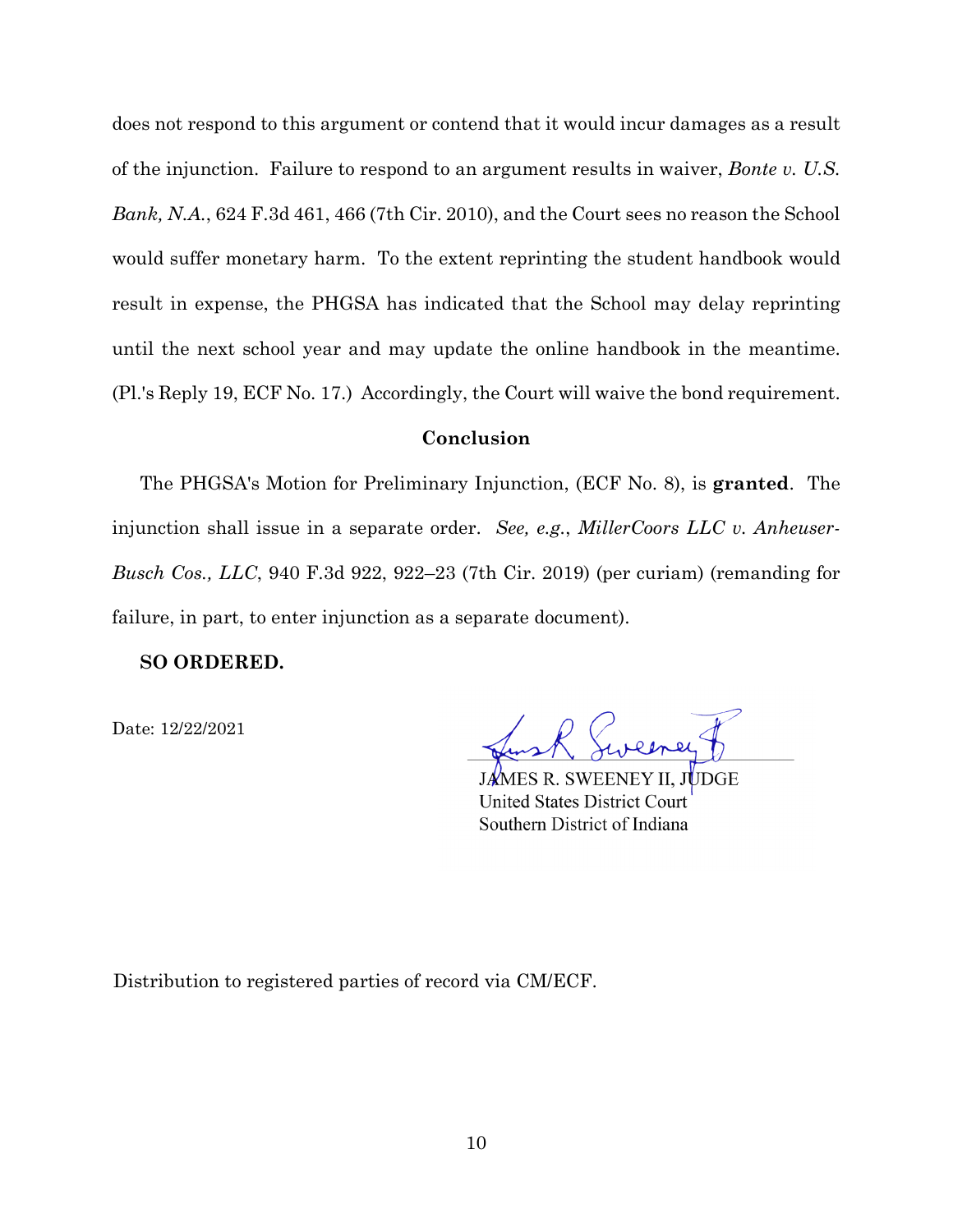does not respond to this argument or contend that it would incur damages as a result of the injunction. Failure to respond to an argument results in waiver, *Bonte v. U.S. Bank, N.A.*, 624 F.3d 461, 466 (7th Cir. 2010), and the Court sees no reason the School would suffer monetary harm. To the extent reprinting the student handbook would result in expense, the PHGSA has indicated that the School may delay reprinting until the next school year and may update the online handbook in the meantime. (Pl.'s Reply 19, ECF No. 17.) Accordingly, the Court will waive the bond requirement.

**Conclusion**

The PHGSA's Motion for Preliminary Injunction, (ECF No. 8), is **granted**. The injunction shall issue in a separate order. *See, e.g.*, *MillerCoors LLC v. Anheuser-Busch Cos., LLC*, 940 F.3d 922, 922–23 (7th Cir. 2019) (per curiam) (remanding for failure, in part, to enter injunction as a separate document).

**SO ORDERED.**

Date: 12/22/2021

JAMES R. SWEENEY II, JUDGE
United States District Court
Southern District of Indiana

Distribution to registered parties of record via CM/ECF.